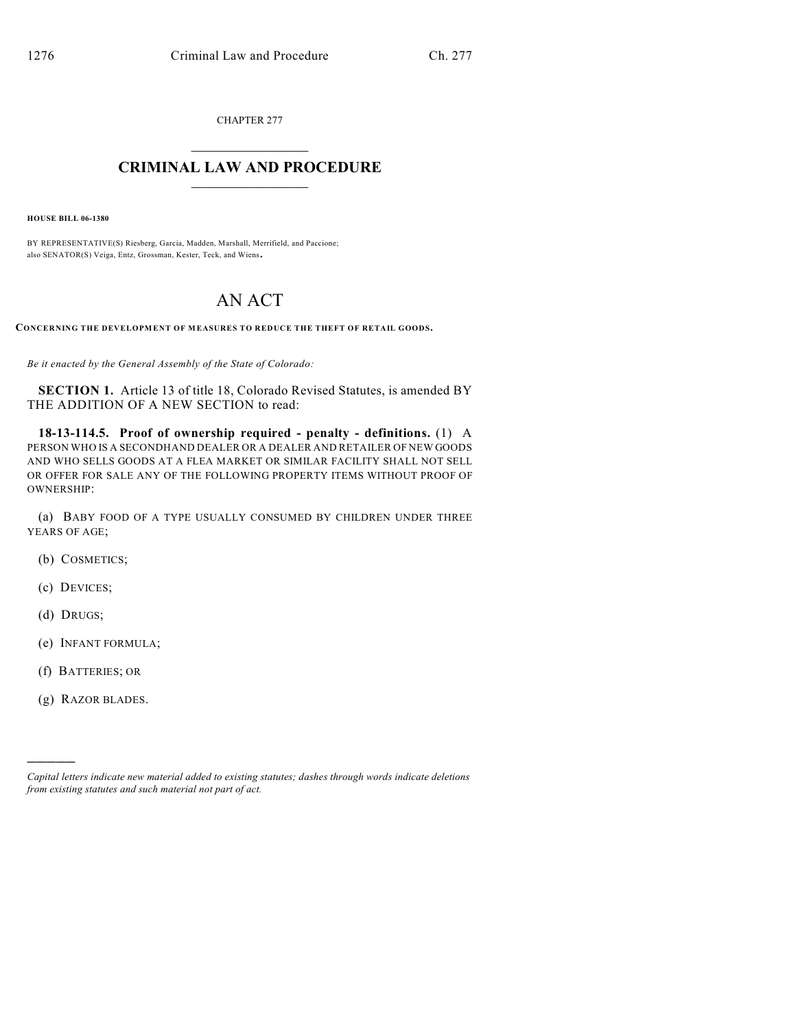CHAPTER 277

# CRIMINAL LAW AND PROCEDURE

**HOUSE BILL 06-1380**

BY REPRESENTATIVE(S) Riesberg, Garcia, Madden, Marshall, Merrifield, and Paccione; also SENATOR(S) Veiga, Entz, Grossman, Kester, Teck, and Wiens.

# AN ACT

**CONCERNING THE DEVELOPMENT OF MEASURES TO REDUCE THE THEFT OF RETAIL GOODS.**

*Be it enacted by the General Assembly of the State of Colorado:*

**SECTION 1.** Article 13 of title 18, Colorado Revised Statutes, is amended BY THE ADDITION OF A NEW SECTION to read:

**18-13-114.5. Proof of ownership required - penalty - definitions.** (1) A PERSON WHO IS A SECONDHAND DEALER OR A DEALER AND RETAILER OF NEW GOODS AND WHO SELLS GOODS AT A FLEA MARKET OR SIMILAR FACILITY SHALL NOT SELL OR OFFER FOR SALE ANY OF THE FOLLOWING PROPERTY ITEMS WITHOUT PROOF OF OWNERSHIP:

(a) BABY FOOD OF A TYPE USUALLY CONSUMED BY CHILDREN UNDER THREE YEARS OF AGE;

(b) COSMETICS;

(c) DEVICES;

(d) DRUGS;

(e) INFANT FORMULA;

(f) BATTERIES; OR

(g) RAZOR BLADES.

---

*Capital letters indicate new material added to existing statutes; dashes through words indicate deletions from existing statutes and such material not part of act.*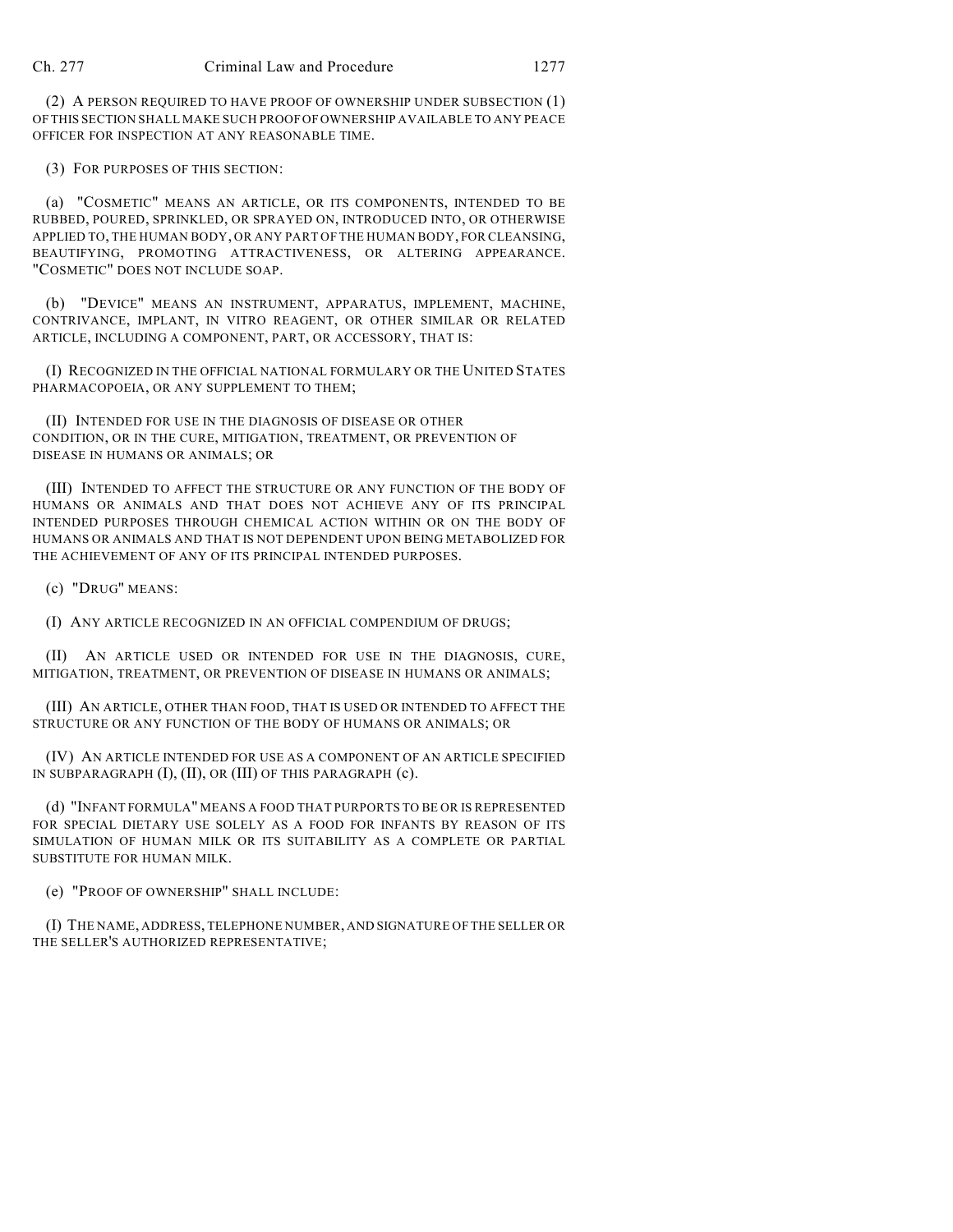(2) A PERSON REQUIRED TO HAVE PROOF OF OWNERSHIP UNDER SUBSECTION (1) OF THIS SECTION SHALL MAKE SUCH PROOF OF OWNERSHIP AVAILABLE TO ANY PEACE OFFICER FOR INSPECTION AT ANY REASONABLE TIME.

(3) FOR PURPOSES OF THIS SECTION:

(a) "COSMETIC" MEANS AN ARTICLE, OR ITS COMPONENTS, INTENDED TO BE RUBBED, POURED, SPRINKLED, OR SPRAYED ON, INTRODUCED INTO, OR OTHERWISE APPLIED TO, THE HUMAN BODY, OR ANY PART OF THE HUMAN BODY, FOR CLEANSING, BEAUTIFYING, PROMOTING ATTRACTIVENESS, OR ALTERING APPEARANCE. "COSMETIC" DOES NOT INCLUDE SOAP.

(b) "DEVICE" MEANS AN INSTRUMENT, APPARATUS, IMPLEMENT, MACHINE, CONTRIVANCE, IMPLANT, IN VITRO REAGENT, OR OTHER SIMILAR OR RELATED ARTICLE, INCLUDING A COMPONENT, PART, OR ACCESSORY, THAT IS:

(I) RECOGNIZED IN THE OFFICIAL NATIONAL FORMULARY OR THE UNITED STATES PHARMACOPOEIA, OR ANY SUPPLEMENT TO THEM;

(II) INTENDED FOR USE IN THE DIAGNOSIS OF DISEASE OR OTHER CONDITION, OR IN THE CURE, MITIGATION, TREATMENT, OR PREVENTION OF DISEASE IN HUMANS OR ANIMALS; OR

(III) INTENDED TO AFFECT THE STRUCTURE OR ANY FUNCTION OF THE BODY OF HUMANS OR ANIMALS AND THAT DOES NOT ACHIEVE ANY OF ITS PRINCIPAL INTENDED PURPOSES THROUGH CHEMICAL ACTION WITHIN OR ON THE BODY OF HUMANS OR ANIMALS AND THAT IS NOT DEPENDENT UPON BEING METABOLIZED FOR THE ACHIEVEMENT OF ANY OF ITS PRINCIPAL INTENDED PURPOSES.

(c) "DRUG" MEANS:

(I) ANY ARTICLE RECOGNIZED IN AN OFFICIAL COMPENDIUM OF DRUGS;

(II) AN ARTICLE USED OR INTENDED FOR USE IN THE DIAGNOSIS, CURE, MITIGATION, TREATMENT, OR PREVENTION OF DISEASE IN HUMANS OR ANIMALS;

(III) AN ARTICLE, OTHER THAN FOOD, THAT IS USED OR INTENDED TO AFFECT THE STRUCTURE OR ANY FUNCTION OF THE BODY OF HUMANS OR ANIMALS; OR

(IV) AN ARTICLE INTENDED FOR USE AS A COMPONENT OF AN ARTICLE SPECIFIED IN SUBPARAGRAPH (I), (II), OR (III) OF THIS PARAGRAPH (c).

(d) "INFANT FORMULA" MEANS A FOOD THAT PURPORTS TO BE OR IS REPRESENTED FOR SPECIAL DIETARY USE SOLELY AS A FOOD FOR INFANTS BY REASON OF ITS SIMULATION OF HUMAN MILK OR ITS SUITABILITY AS A COMPLETE OR PARTIAL SUBSTITUTE FOR HUMAN MILK.

(e) "PROOF OF OWNERSHIP" SHALL INCLUDE:

(I) THE NAME, ADDRESS, TELEPHONE NUMBER, AND SIGNATURE OF THE SELLER OR THE SELLER'S AUTHORIZED REPRESENTATIVE;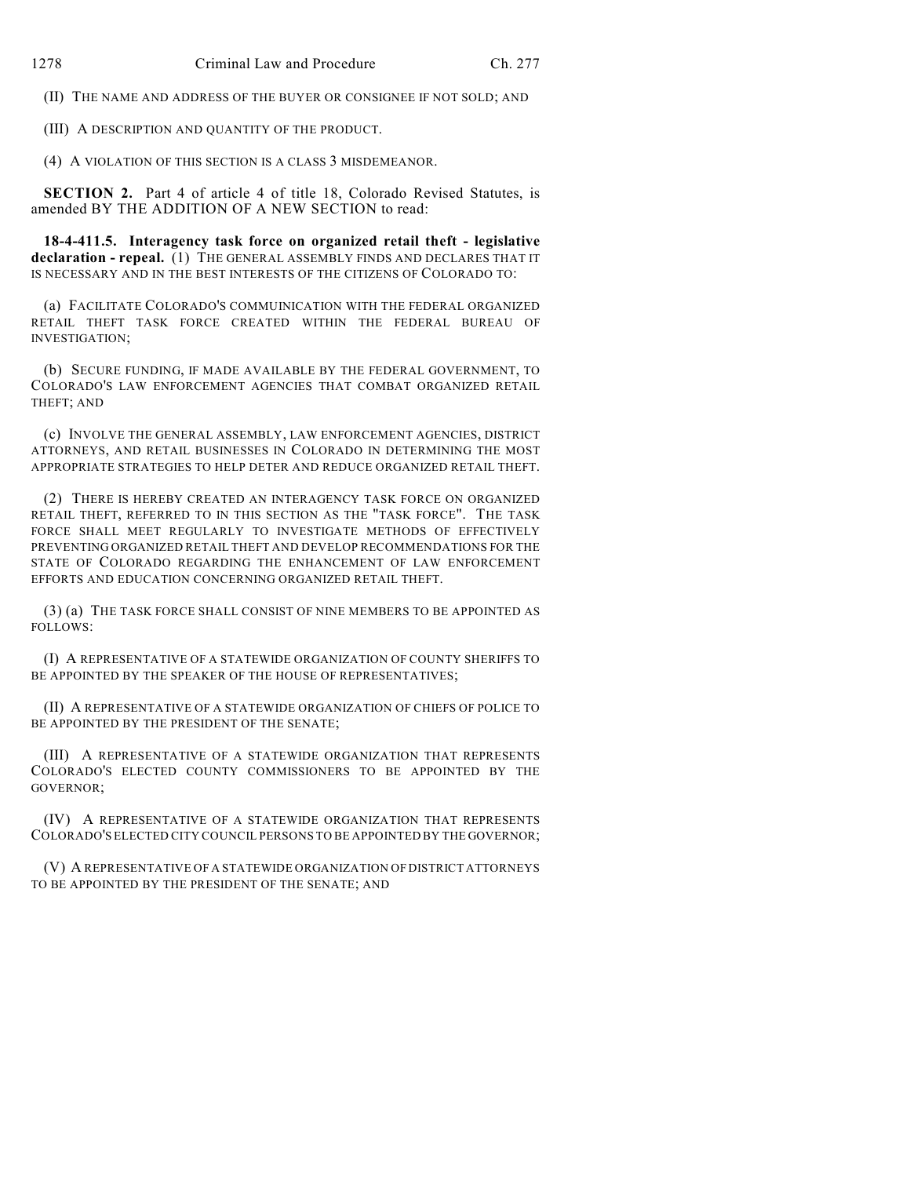(II) THE NAME AND ADDRESS OF THE BUYER OR CONSIGNEE IF NOT SOLD; AND

(III) A DESCRIPTION AND QUANTITY OF THE PRODUCT.

(4) A VIOLATION OF THIS SECTION IS A CLASS 3 MISDEMEANOR.

**SECTION 2.** Part 4 of article 4 of title 18, Colorado Revised Statutes, is amended BY THE ADDITION OF A NEW SECTION to read:

**18-4-411.5. Interagency task force on organized retail theft - legislative declaration - repeal.** (1) THE GENERAL ASSEMBLY FINDS AND DECLARES THAT IT IS NECESSARY AND IN THE BEST INTERESTS OF THE CITIZENS OF COLORADO TO:

(a) FACILITATE COLORADO'S COMMUINICATION WITH THE FEDERAL ORGANIZED RETAIL THEFT TASK FORCE CREATED WITHIN THE FEDERAL BUREAU OF INVESTIGATION;

(b) SECURE FUNDING, IF MADE AVAILABLE BY THE FEDERAL GOVERNMENT, TO COLORADO'S LAW ENFORCEMENT AGENCIES THAT COMBAT ORGANIZED RETAIL THEFT; AND

(c) INVOLVE THE GENERAL ASSEMBLY, LAW ENFORCEMENT AGENCIES, DISTRICT ATTORNEYS, AND RETAIL BUSINESSES IN COLORADO IN DETERMINING THE MOST APPROPRIATE STRATEGIES TO HELP DETER AND REDUCE ORGANIZED RETAIL THEFT.

(2) THERE IS HEREBY CREATED AN INTERAGENCY TASK FORCE ON ORGANIZED RETAIL THEFT, REFERRED TO IN THIS SECTION AS THE "TASK FORCE". THE TASK FORCE SHALL MEET REGULARLY TO INVESTIGATE METHODS OF EFFECTIVELY PREVENTING ORGANIZED RETAIL THEFT AND DEVELOP RECOMMENDATIONS FOR THE STATE OF COLORADO REGARDING THE ENHANCEMENT OF LAW ENFORCEMENT EFFORTS AND EDUCATION CONCERNING ORGANIZED RETAIL THEFT.

(3) (a) THE TASK FORCE SHALL CONSIST OF NINE MEMBERS TO BE APPOINTED AS FOLLOWS:

(I) A REPRESENTATIVE OF A STATEWIDE ORGANIZATION OF COUNTY SHERIFFS TO BE APPOINTED BY THE SPEAKER OF THE HOUSE OF REPRESENTATIVES;

(II) A REPRESENTATIVE OF A STATEWIDE ORGANIZATION OF CHIEFS OF POLICE TO BE APPOINTED BY THE PRESIDENT OF THE SENATE;

(III) A REPRESENTATIVE OF A STATEWIDE ORGANIZATION THAT REPRESENTS COLORADO'S ELECTED COUNTY COMMISSIONERS TO BE APPOINTED BY THE GOVERNOR;

(IV) A REPRESENTATIVE OF A STATEWIDE ORGANIZATION THAT REPRESENTS COLORADO'S ELECTED CITY COUNCIL PERSONS TO BE APPOINTED BY THE GOVERNOR;

(V) A REPRESENTATIVE OF A STATEWIDE ORGANIZATION OF DISTRICT ATTORNEYS TO BE APPOINTED BY THE PRESIDENT OF THE SENATE; AND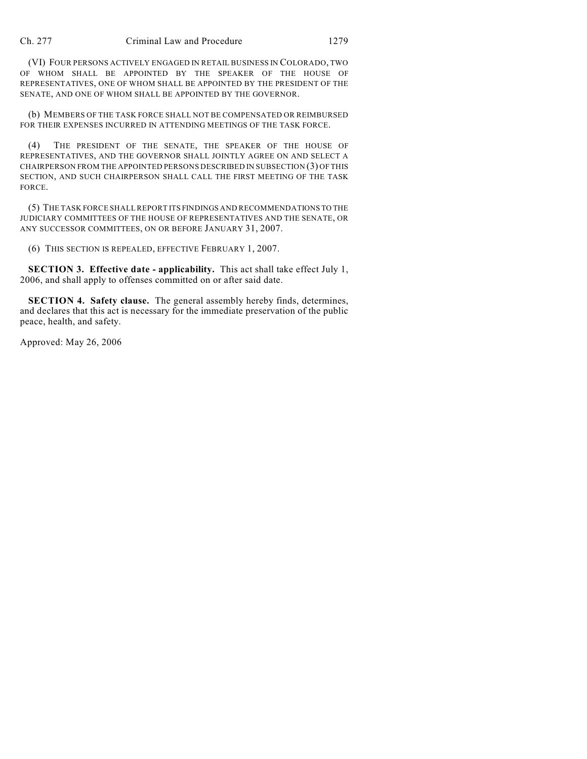(VI) FOUR PERSONS ACTIVELY ENGAGED IN RETAIL BUSINESS IN COLORADO, TWO OF WHOM SHALL BE APPOINTED BY THE SPEAKER OF THE HOUSE OF REPRESENTATIVES, ONE OF WHOM SHALL BE APPOINTED BY THE PRESIDENT OF THE SENATE, AND ONE OF WHOM SHALL BE APPOINTED BY THE GOVERNOR.

(b) MEMBERS OF THE TASK FORCE SHALL NOT BE COMPENSATED OR REIMBURSED FOR THEIR EXPENSES INCURRED IN ATTENDING MEETINGS OF THE TASK FORCE.

(4) THE PRESIDENT OF THE SENATE, THE SPEAKER OF THE HOUSE OF REPRESENTATIVES, AND THE GOVERNOR SHALL JOINTLY AGREE ON AND SELECT A CHAIRPERSON FROM THE APPOINTED PERSONS DESCRIBED IN SUBSECTION (3) OF THIS SECTION, AND SUCH CHAIRPERSON SHALL CALL THE FIRST MEETING OF THE TASK FORCE.

(5) THE TASK FORCE SHALL REPORT ITS FINDINGS AND RECOMMENDATIONS TO THE JUDICIARY COMMITTEES OF THE HOUSE OF REPRESENTATIVES AND THE SENATE, OR ANY SUCCESSOR COMMITTEES, ON OR BEFORE JANUARY 31, 2007.

(6) THIS SECTION IS REPEALED, EFFECTIVE FEBRUARY 1, 2007.

**SECTION 3. Effective date - applicability.** This act shall take effect July 1, 2006, and shall apply to offenses committed on or after said date.

**SECTION 4. Safety clause.** The general assembly hereby finds, determines, and declares that this act is necessary for the immediate preservation of the public peace, health, and safety.

Approved: May 26, 2006